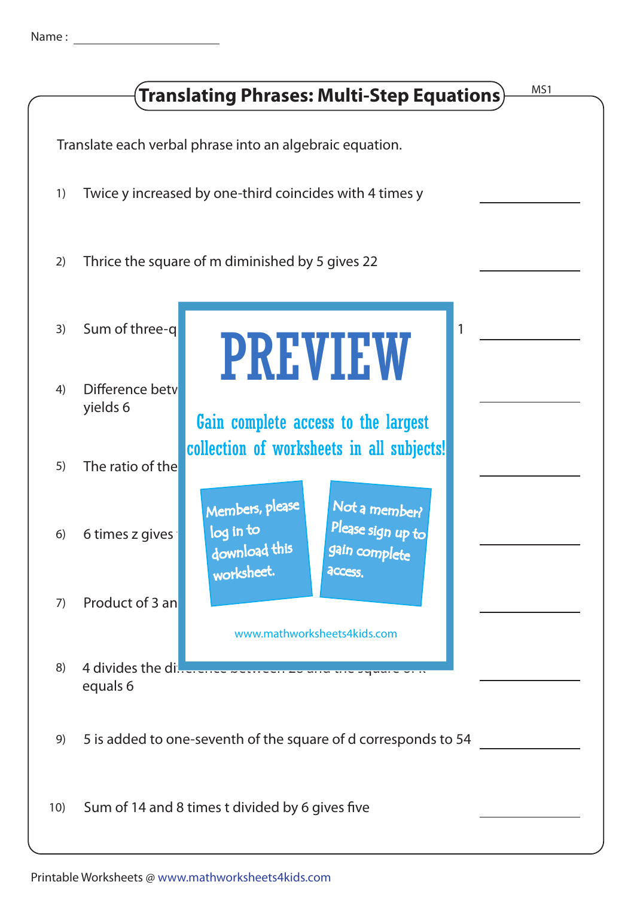Name : ____________________

# Translating Phrases: Multi-Step Equations

MS1

Translate each verbal phrase into an algebraic equation.

1) Twice y increased by one-third coincides with 4 times y ____________

2) Thrice the square of m diminished by 5 gives 22 ____________

3) Sum of three-q 1 ____________

4) Difference betv yields 6 ____________

5) The ratio of the ____________

6) 6 times z gives ____________

7) Product of 3 an ____________

PREVIEW

Gain complete access to the largest collection of worksheets in all subjects!

Members, please log in to download this worksheet.

Not a member? Please sign up to gain complete access.

www.mathworksheets4kids.com

8) 4 divides the di equals 6 ____________

9) 5 is added to one-seventh of the square of d corresponds to 54 ____________

10) Sum of 14 and 8 times t divided by 6 gives five ____________

Printable Worksheets @ www.mathworksheets4kids.com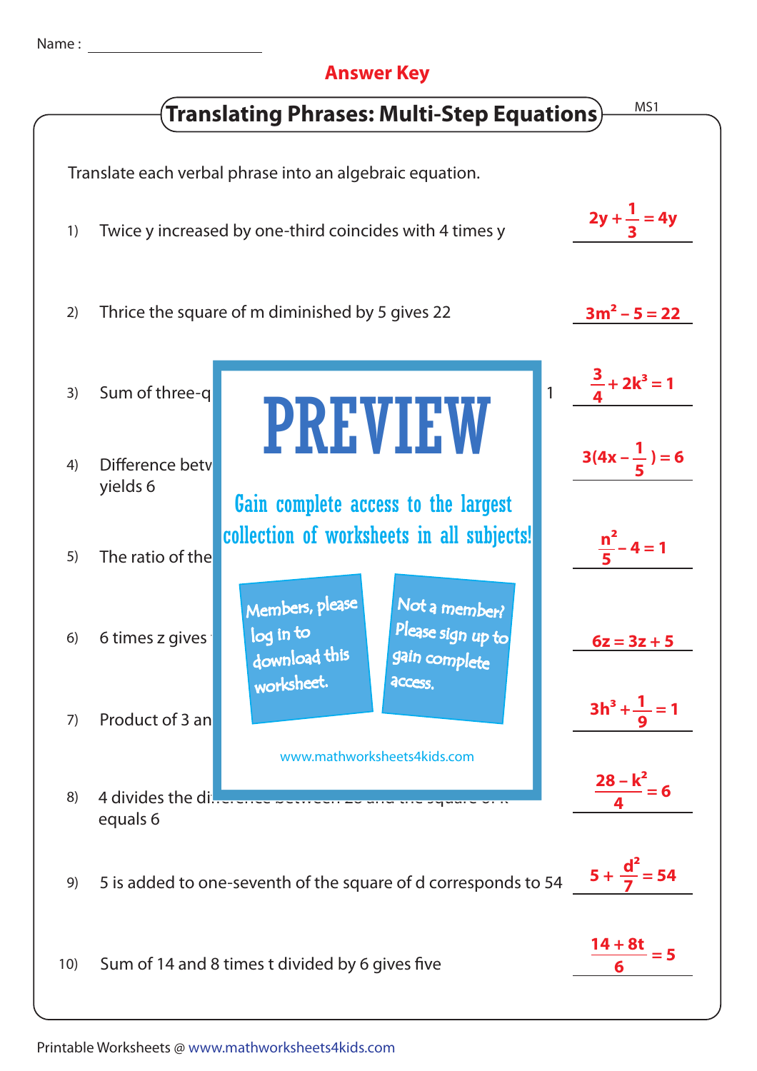Name : ____________________

**Answer Key**

# Translating Phrases: Multi-Step Equations

MS1

Translate each verbal phrase into an algebraic equation.

1) Twice y increased by one-third coincides with 4 times y — $2y + \frac{1}{3} = 4y$

2) Thrice the square of m diminished by 5 gives 22 — $3m^2 - 5 = 22$

3) Sum of three-q ... 1 — $\frac{3}{4} + 2k^3 = 1$

4) Difference betv ... yields 6 — $3(4x - \frac{1}{5}) = 6$

5) The ratio of the ... — $\frac{n^2}{5} - 4 = 1$

6) 6 times z gives ... — $6z = 3z + 5$

7) Product of 3 an ... — $3h^3 + \frac{1}{9} = 1$

8) 4 divides the di... equals 6 — $\frac{28 - k^2}{4} = 6$

9) 5 is added to one-seventh of the square of d corresponds to 54 — $5 + \frac{d^2}{7} = 54$

10) Sum of 14 and 8 times t divided by 6 gives five — $\frac{14 + 8t}{6} = 5$

PREVIEW

Gain complete access to the largest collection of worksheets in all subjects!

Members, please log in to download this worksheet.

Not a member? Please sign up to gain complete access.

www.mathworksheets4kids.com

Printable Worksheets @ www.mathworksheets4kids.com